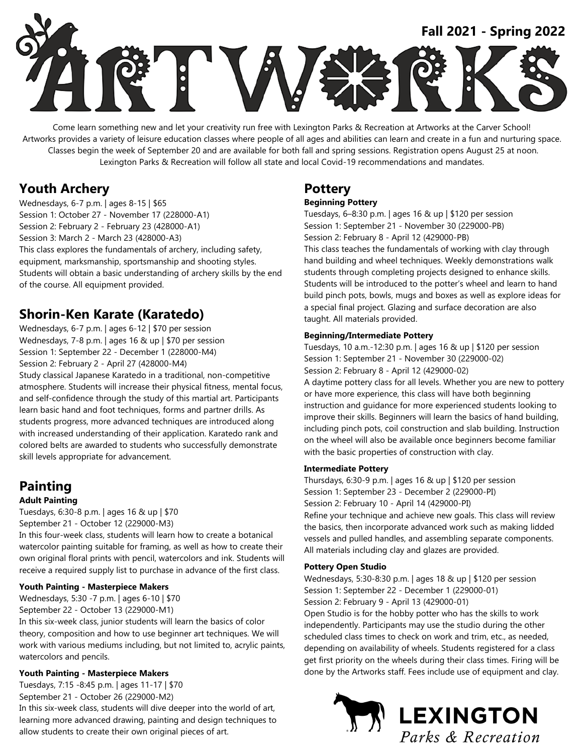# ARTWORKS

**Fall 2021 - Spring 2022**

Come learn something new and let your creativity run free with Lexington Parks & Recreation at Artworks at the Carver School! Artworks provides a variety of leisure education classes where people of all ages and abilities can learn and create in a fun and nurturing space. Classes begin the week of September 20 and are available for both fall and spring sessions. Registration opens August 25 at noon. Lexington Parks & Recreation will follow all state and local Covid-19 recommendations and mandates.

## Youth Archery

Wednesdays, 6-7 p.m. | ages 8-15 | $65
Session 1: October 27 - November 17 (228000-A1)
Session 2: February 2 - February 23 (428000-A1)
Session 3: March 2 - March 23 (428000-A3)
This class explores the fundamentals of archery, including safety, equipment, marksmanship, sportsmanship and shooting styles. Students will obtain a basic understanding of archery skills by the end of the course. All equipment provided.

## Shorin-Ken Karate (Karatedo)

Wednesdays, 6-7 p.m. | ages 6-12 | $70 per session
Wednesdays, 7-8 p.m. | ages 16 & up | $70 per session
Session 1: September 22 - December 1 (228000-M4)
Session 2: February 2 - April 27 (428000-M4)
Study classical Japanese Karatedo in a traditional, non-competitive atmosphere. Students will increase their physical fitness, mental focus, and self-confidence through the study of this martial art. Participants learn basic hand and foot techniques, forms and partner drills. As students progress, more advanced techniques are introduced along with increased understanding of their application. Karatedo rank and colored belts are awarded to students who successfully demonstrate skill levels appropriate for advancement.

## Painting

### Adult Painting

Tuesdays, 6:30-8 p.m. | ages 16 & up | $70
September 21 - October 12 (229000-M3)
In this four-week class, students will learn how to create a botanical watercolor painting suitable for framing, as well as how to create their own original floral prints with pencil, watercolors and ink. Students will receive a required supply list to purchase in advance of the first class.

### Youth Painting - Masterpiece Makers

Wednesdays, 5:30 -7 p.m. | ages 6-10 | $70
September 22 - October 13 (229000-M1)
In this six-week class, junior students will learn the basics of color theory, composition and how to use beginner art techniques. We will work with various mediums including, but not limited to, acrylic paints, watercolors and pencils.

### Youth Painting - Masterpiece Makers

Tuesdays, 7:15 -8:45 p.m. | ages 11-17 | $70
September 21 - October 26 (229000-M2)
In this six-week class, students will dive deeper into the world of art, learning more advanced drawing, painting and design techniques to allow students to create their own original pieces of art.

## Pottery

### Beginning Pottery

Tuesdays, 6–8:30 p.m. | ages 16 & up | $120 per session
Session 1: September 21 - November 30 (229000-PB)
Session 2: February 8 - April 12 (429000-PB)
This class teaches the fundamentals of working with clay through hand building and wheel techniques. Weekly demonstrations walk students through completing projects designed to enhance skills. Students will be introduced to the potter's wheel and learn to hand build pinch pots, bowls, mugs and boxes as well as explore ideas for a special final project. Glazing and surface decoration are also taught. All materials provided.

### Beginning/Intermediate Pottery

Tuesdays, 10 a.m.-12:30 p.m. | ages 16 & up | $120 per session
Session 1: September 21 - November 30 (229000-02)
Session 2: February 8 - April 12 (429000-02)
A daytime pottery class for all levels. Whether you are new to pottery or have more experience, this class will have both beginning instruction and guidance for more experienced students looking to improve their skills. Beginners will learn the basics of hand building, including pinch pots, coil construction and slab building. Instruction on the wheel will also be available once beginners become familiar with the basic properties of construction with clay.

### Intermediate Pottery

Thursdays, 6:30-9 p.m. | ages 16 & up | $120 per session
Session 1: September 23 - December 2 (229000-PI)
Session 2: February 10 - April 14 (429000-PI)
Refine your technique and achieve new goals. This class will review the basics, then incorporate advanced work such as making lidded vessels and pulled handles, and assembling separate components. All materials including clay and glazes are provided.

### Pottery Open Studio

Wednesdays, 5:30-8:30 p.m. | ages 18 & up | $120 per session
Session 1: September 22 - December 1 (229000-01)
Session 2: February 9 - April 13 (429000-01)
Open Studio is for the hobby potter who has the skills to work independently. Participants may use the studio during the other scheduled class times to check on work and trim, etc., as needed, depending on availability of wheels. Students registered for a class get first priority on the wheels during their class times. Firing will be done by the Artworks staff. Fees include use of equipment and clay.

**LEXINGTON**
*Parks & Recreation*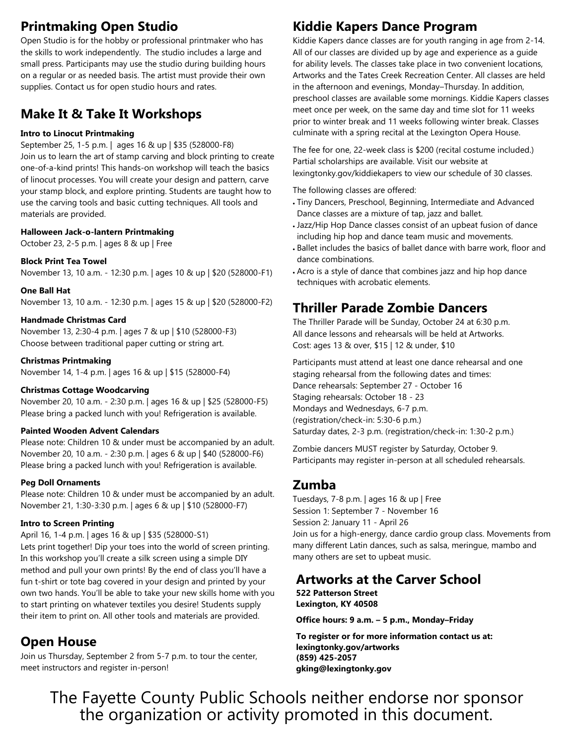## Printmaking Open Studio

Open Studio is for the hobby or professional printmaker who has the skills to work independently. The studio includes a large and small press. Participants may use the studio during building hours on a regular or as needed basis. The artist must provide their own supplies. Contact us for open studio hours and rates.

## Make It & Take It Workshops

**Intro to Linocut Printmaking**
September 25, 1-5 p.m. | ages 16 & up | $35 (528000-F8)
Join us to learn the art of stamp carving and block printing to create one-of-a-kind prints! This hands-on workshop will teach the basics of linocut processes. You will create your design and pattern, carve your stamp block, and explore printing. Students are taught how to use the carving tools and basic cutting techniques. All tools and materials are provided.

**Halloween Jack-o-lantern Printmaking**
October 23, 2-5 p.m. | ages 8 & up | Free

**Block Print Tea Towel**
November 13, 10 a.m. - 12:30 p.m. | ages 10 & up | $20 (528000-F1)

**One Ball Hat**
November 13, 10 a.m. - 12:30 p.m. | ages 15 & up | $20 (528000-F2)

**Handmade Christmas Card**
November 13, 2:30-4 p.m. | ages 7 & up | $10 (528000-F3)
Choose between traditional paper cutting or string art.

**Christmas Printmaking**
November 14, 1-4 p.m. | ages 16 & up | $15 (528000-F4)

**Christmas Cottage Woodcarving**
November 20, 10 a.m. - 2:30 p.m. | ages 16 & up | $25 (528000-F5)
Please bring a packed lunch with you! Refrigeration is available.

**Painted Wooden Advent Calendars**
Please note: Children 10 & under must be accompanied by an adult.
November 20, 10 a.m. - 2:30 p.m. | ages 6 & up | $40 (528000-F6)
Please bring a packed lunch with you! Refrigeration is available.

**Peg Doll Ornaments**
Please note: Children 10 & under must be accompanied by an adult.
November 21, 1:30-3:30 p.m. | ages 6 & up | $10 (528000-F7)

**Intro to Screen Printing**
April 16, 1-4 p.m. | ages 16 & up | $35 (528000-S1)
Lets print together! Dip your toes into the world of screen printing. In this workshop you'll create a silk screen using a simple DIY method and pull your own prints! By the end of class you'll have a fun t-shirt or tote bag covered in your design and printed by your own two hands. You'll be able to take your new skills home with you to start printing on whatever textiles you desire! Students supply their item to print on. All other tools and materials are provided.

## Open House

Join us Thursday, September 2 from 5-7 p.m. to tour the center, meet instructors and register in-person!

## Kiddie Kapers Dance Program

Kiddie Kapers dance classes are for youth ranging in age from 2-14. All of our classes are divided up by age and experience as a guide for ability levels. The classes take place in two convenient locations, Artworks and the Tates Creek Recreation Center. All classes are held in the afternoon and evenings, Monday–Thursday. In addition, preschool classes are available some mornings. Kiddie Kapers classes meet once per week, on the same day and time slot for 11 weeks prior to winter break and 11 weeks following winter break. Classes culminate with a spring recital at the Lexington Opera House.

The fee for one, 22-week class is $200 (recital costume included.) Partial scholarships are available. Visit our website at lexingtonky.gov/kiddiekapers to view our schedule of 30 classes.

The following classes are offered:

- Tiny Dancers, Preschool, Beginning, Intermediate and Advanced Dance classes are a mixture of tap, jazz and ballet.
- Jazz/Hip Hop Dance classes consist of an upbeat fusion of dance including hip hop and dance team music and movements.
- Ballet includes the basics of ballet dance with barre work, floor and dance combinations.
- Acro is a style of dance that combines jazz and hip hop dance techniques with acrobatic elements.

## Thriller Parade Zombie Dancers

The Thriller Parade will be Sunday, October 24 at 6:30 p.m.
All dance lessons and rehearsals will be held at Artworks.
Cost: ages 13 & over, $15 | 12 & under, $10

Participants must attend at least one dance rehearsal and one staging rehearsal from the following dates and times:
Dance rehearsals: September 27 - October 16
Staging rehearsals: October 18 - 23
Mondays and Wednesdays, 6-7 p.m.
(registration/check-in: 5:30-6 p.m.)
Saturday dates, 2-3 p.m. (registration/check-in: 1:30-2 p.m.)

Zombie dancers MUST register by Saturday, October 9.
Participants may register in-person at all scheduled rehearsals.

## Zumba

Tuesdays, 7-8 p.m. | ages 16 & up | Free
Session 1: September 7 - November 16
Session 2: January 11 - April 26
Join us for a high-energy, dance cardio group class. Movements from many different Latin dances, such as salsa, meringue, mambo and many others are set to upbeat music.

## Artworks at the Carver School

**522 Patterson Street**
**Lexington, KY 40508**

**Office hours: 9 a.m. – 5 p.m., Monday–Friday**

**To register or for more information contact us at:**
**lexingtonky.gov/artworks**
**(859) 425-2057**
**gking@lexingtonky.gov**

The Fayette County Public Schools neither endorse nor sponsor the organization or activity promoted in this document.